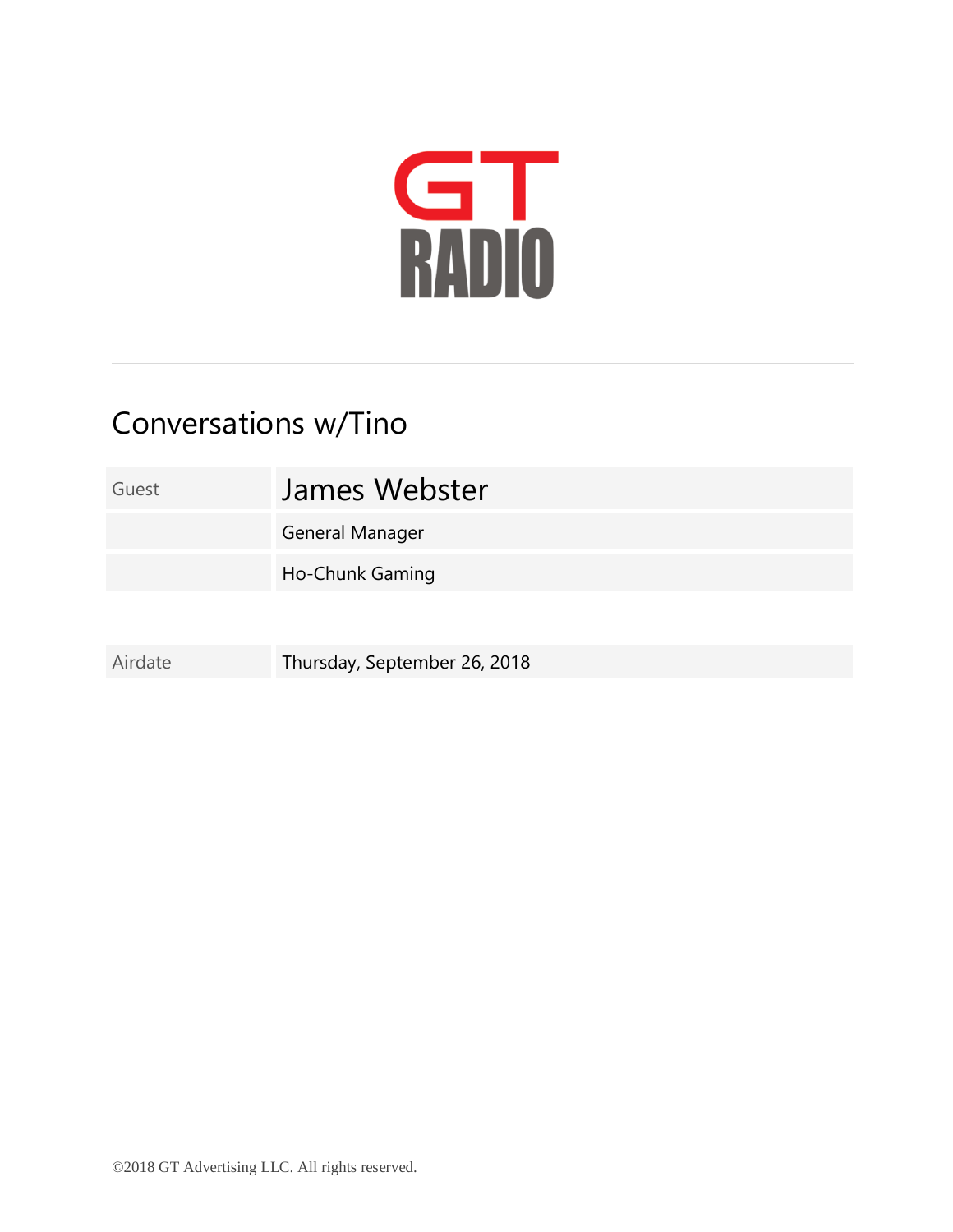GT RADIO

# Conversations w/Tino

| Guest | James Webster |
| --- | --- |
| | General Manager |
| | Ho-Chunk Gaming |

| Airdate | Thursday, September 26, 2018 |
| --- | --- |

©2018 GT Advertising LLC. All rights reserved.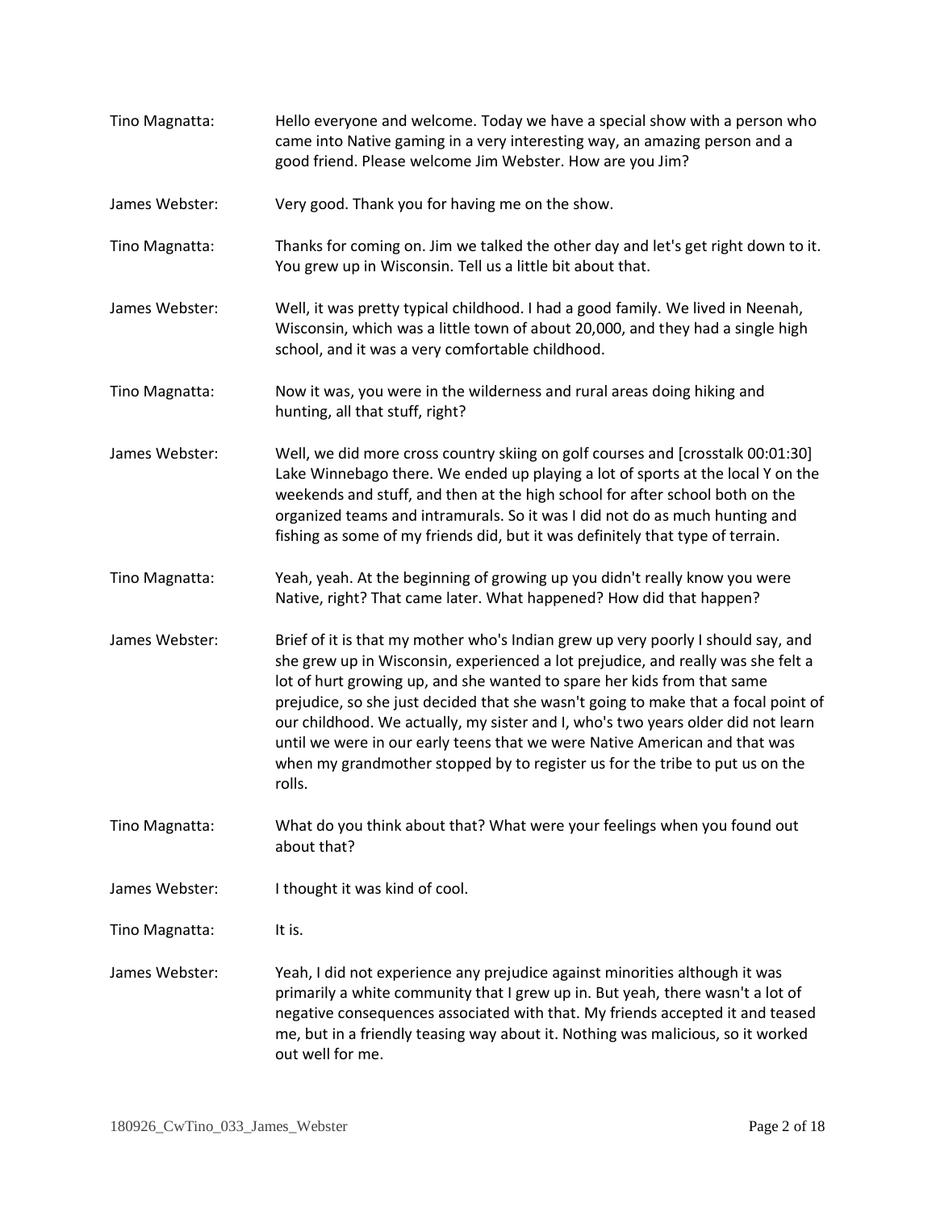Tino Magnatta: Hello everyone and welcome. Today we have a special show with a person who came into Native gaming in a very interesting way, an amazing person and a good friend. Please welcome Jim Webster. How are you Jim?

James Webster: Very good. Thank you for having me on the show.

Tino Magnatta: Thanks for coming on. Jim we talked the other day and let's get right down to it. You grew up in Wisconsin. Tell us a little bit about that.

James Webster: Well, it was pretty typical childhood. I had a good family. We lived in Neenah, Wisconsin, which was a little town of about 20,000, and they had a single high school, and it was a very comfortable childhood.

Tino Magnatta: Now it was, you were in the wilderness and rural areas doing hiking and hunting, all that stuff, right?

James Webster: Well, we did more cross country skiing on golf courses and [crosstalk 00:01:30] Lake Winnebago there. We ended up playing a lot of sports at the local Y on the weekends and stuff, and then at the high school for after school both on the organized teams and intramurals. So it was I did not do as much hunting and fishing as some of my friends did, but it was definitely that type of terrain.

Tino Magnatta: Yeah, yeah. At the beginning of growing up you didn't really know you were Native, right? That came later. What happened? How did that happen?

James Webster: Brief of it is that my mother who's Indian grew up very poorly I should say, and she grew up in Wisconsin, experienced a lot prejudice, and really was she felt a lot of hurt growing up, and she wanted to spare her kids from that same prejudice, so she just decided that she wasn't going to make that a focal point of our childhood. We actually, my sister and I, who's two years older did not learn until we were in our early teens that we were Native American and that was when my grandmother stopped by to register us for the tribe to put us on the rolls.

Tino Magnatta: What do you think about that? What were your feelings when you found out about that?

James Webster: I thought it was kind of cool.

Tino Magnatta: It is.

James Webster: Yeah, I did not experience any prejudice against minorities although it was primarily a white community that I grew up in. But yeah, there wasn't a lot of negative consequences associated with that. My friends accepted it and teased me, but in a friendly teasing way about it. Nothing was malicious, so it worked out well for me.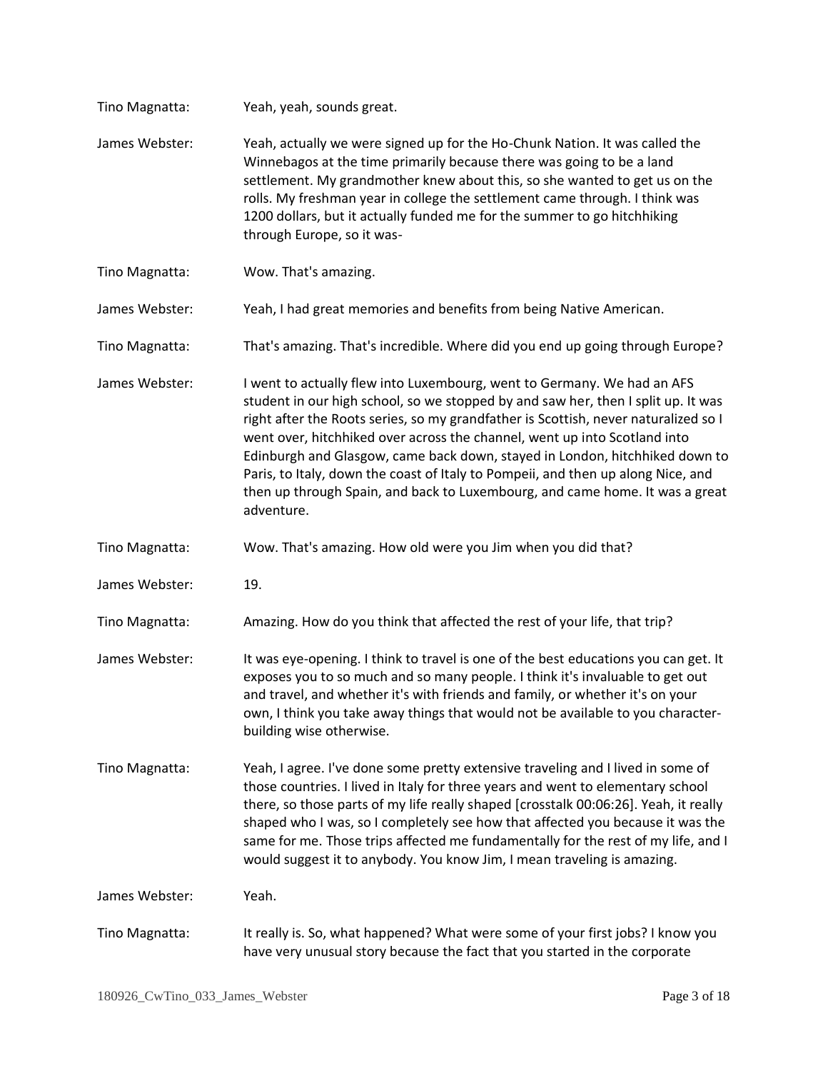Tino Magnatta: Yeah, yeah, sounds great.

James Webster: Yeah, actually we were signed up for the Ho-Chunk Nation. It was called the Winnebagos at the time primarily because there was going to be a land settlement. My grandmother knew about this, so she wanted to get us on the rolls. My freshman year in college the settlement came through. I think was 1200 dollars, but it actually funded me for the summer to go hitchhiking through Europe, so it was-

Tino Magnatta: Wow. That's amazing.

James Webster: Yeah, I had great memories and benefits from being Native American.

Tino Magnatta: That's amazing. That's incredible. Where did you end up going through Europe?

James Webster: I went to actually flew into Luxembourg, went to Germany. We had an AFS student in our high school, so we stopped by and saw her, then I split up. It was right after the Roots series, so my grandfather is Scottish, never naturalized so I went over, hitchhiked over across the channel, went up into Scotland into Edinburgh and Glasgow, came back down, stayed in London, hitchhiked down to Paris, to Italy, down the coast of Italy to Pompeii, and then up along Nice, and then up through Spain, and back to Luxembourg, and came home. It was a great adventure.

Tino Magnatta: Wow. That's amazing. How old were you Jim when you did that?

James Webster: 19.

Tino Magnatta: Amazing. How do you think that affected the rest of your life, that trip?

James Webster: It was eye-opening. I think to travel is one of the best educations you can get. It exposes you to so much and so many people. I think it's invaluable to get out and travel, and whether it's with friends and family, or whether it's on your own, I think you take away things that would not be available to you character-building wise otherwise.

Tino Magnatta: Yeah, I agree. I've done some pretty extensive traveling and I lived in some of those countries. I lived in Italy for three years and went to elementary school there, so those parts of my life really shaped [crosstalk 00:06:26]. Yeah, it really shaped who I was, so I completely see how that affected you because it was the same for me. Those trips affected me fundamentally for the rest of my life, and I would suggest it to anybody. You know Jim, I mean traveling is amazing.

James Webster: Yeah.

Tino Magnatta: It really is. So, what happened? What were some of your first jobs? I know you have very unusual story because the fact that you started in the corporate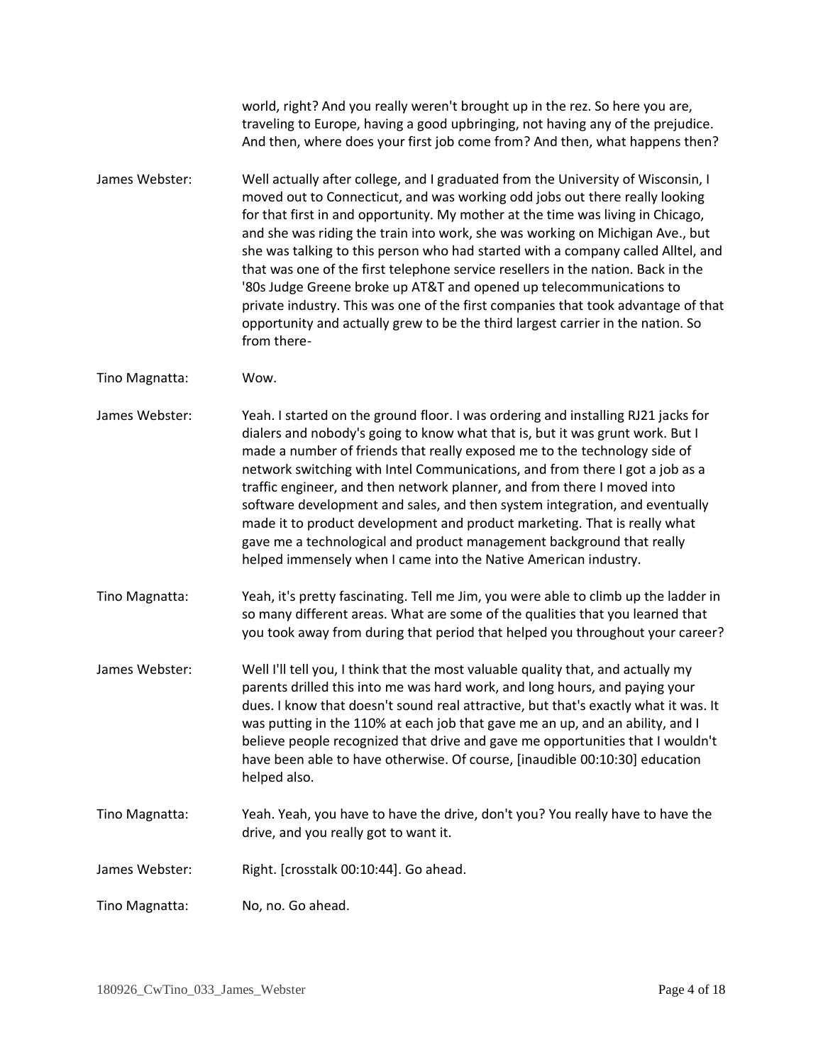world, right? And you really weren't brought up in the rez. So here you are, traveling to Europe, having a good upbringing, not having any of the prejudice. And then, where does your first job come from? And then, what happens then?

James Webster: Well actually after college, and I graduated from the University of Wisconsin, I moved out to Connecticut, and was working odd jobs out there really looking for that first in and opportunity. My mother at the time was living in Chicago, and she was riding the train into work, she was working on Michigan Ave., but she was talking to this person who had started with a company called Alltel, and that was one of the first telephone service resellers in the nation. Back in the '80s Judge Greene broke up AT&T and opened up telecommunications to private industry. This was one of the first companies that took advantage of that opportunity and actually grew to be the third largest carrier in the nation. So from there-

Tino Magnatta: Wow.

James Webster: Yeah. I started on the ground floor. I was ordering and installing RJ21 jacks for dialers and nobody's going to know what that is, but it was grunt work. But I made a number of friends that really exposed me to the technology side of network switching with Intel Communications, and from there I got a job as a traffic engineer, and then network planner, and from there I moved into software development and sales, and then system integration, and eventually made it to product development and product marketing. That is really what gave me a technological and product management background that really helped immensely when I came into the Native American industry.

Tino Magnatta: Yeah, it's pretty fascinating. Tell me Jim, you were able to climb up the ladder in so many different areas. What are some of the qualities that you learned that you took away from during that period that helped you throughout your career?

James Webster: Well I'll tell you, I think that the most valuable quality that, and actually my parents drilled this into me was hard work, and long hours, and paying your dues. I know that doesn't sound real attractive, but that's exactly what it was. It was putting in the 110% at each job that gave me an up, and an ability, and I believe people recognized that drive and gave me opportunities that I wouldn't have been able to have otherwise. Of course, [inaudible 00:10:30] education helped also.

Tino Magnatta: Yeah. Yeah, you have to have the drive, don't you? You really have to have the drive, and you really got to want it.

James Webster: Right. [crosstalk 00:10:44]. Go ahead.

Tino Magnatta: No, no. Go ahead.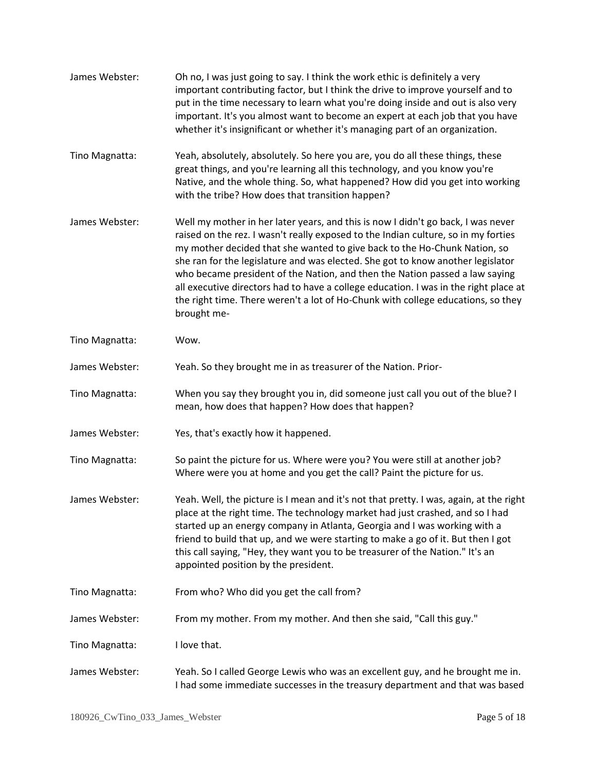James Webster: Oh no, I was just going to say. I think the work ethic is definitely a very important contributing factor, but I think the drive to improve yourself and to put in the time necessary to learn what you're doing inside and out is also very important. It's you almost want to become an expert at each job that you have whether it's insignificant or whether it's managing part of an organization.

Tino Magnatta: Yeah, absolutely, absolutely. So here you are, you do all these things, these great things, and you're learning all this technology, and you know you're Native, and the whole thing. So, what happened? How did you get into working with the tribe? How does that transition happen?

James Webster: Well my mother in her later years, and this is now I didn't go back, I was never raised on the rez. I wasn't really exposed to the Indian culture, so in my forties my mother decided that she wanted to give back to the Ho-Chunk Nation, so she ran for the legislature and was elected. She got to know another legislator who became president of the Nation, and then the Nation passed a law saying all executive directors had to have a college education. I was in the right place at the right time. There weren't a lot of Ho-Chunk with college educations, so they brought me-

Tino Magnatta: Wow.

James Webster: Yeah. So they brought me in as treasurer of the Nation. Prior-

Tino Magnatta: When you say they brought you in, did someone just call you out of the blue? I mean, how does that happen? How does that happen?

James Webster: Yes, that's exactly how it happened.

Tino Magnatta: So paint the picture for us. Where were you? You were still at another job? Where were you at home and you get the call? Paint the picture for us.

James Webster: Yeah. Well, the picture is I mean and it's not that pretty. I was, again, at the right place at the right time. The technology market had just crashed, and so I had started up an energy company in Atlanta, Georgia and I was working with a friend to build that up, and we were starting to make a go of it. But then I got this call saying, "Hey, they want you to be treasurer of the Nation." It's an appointed position by the president.

Tino Magnatta: From who? Who did you get the call from?

James Webster: From my mother. From my mother. And then she said, "Call this guy."

Tino Magnatta: I love that.

James Webster: Yeah. So I called George Lewis who was an excellent guy, and he brought me in. I had some immediate successes in the treasury department and that was based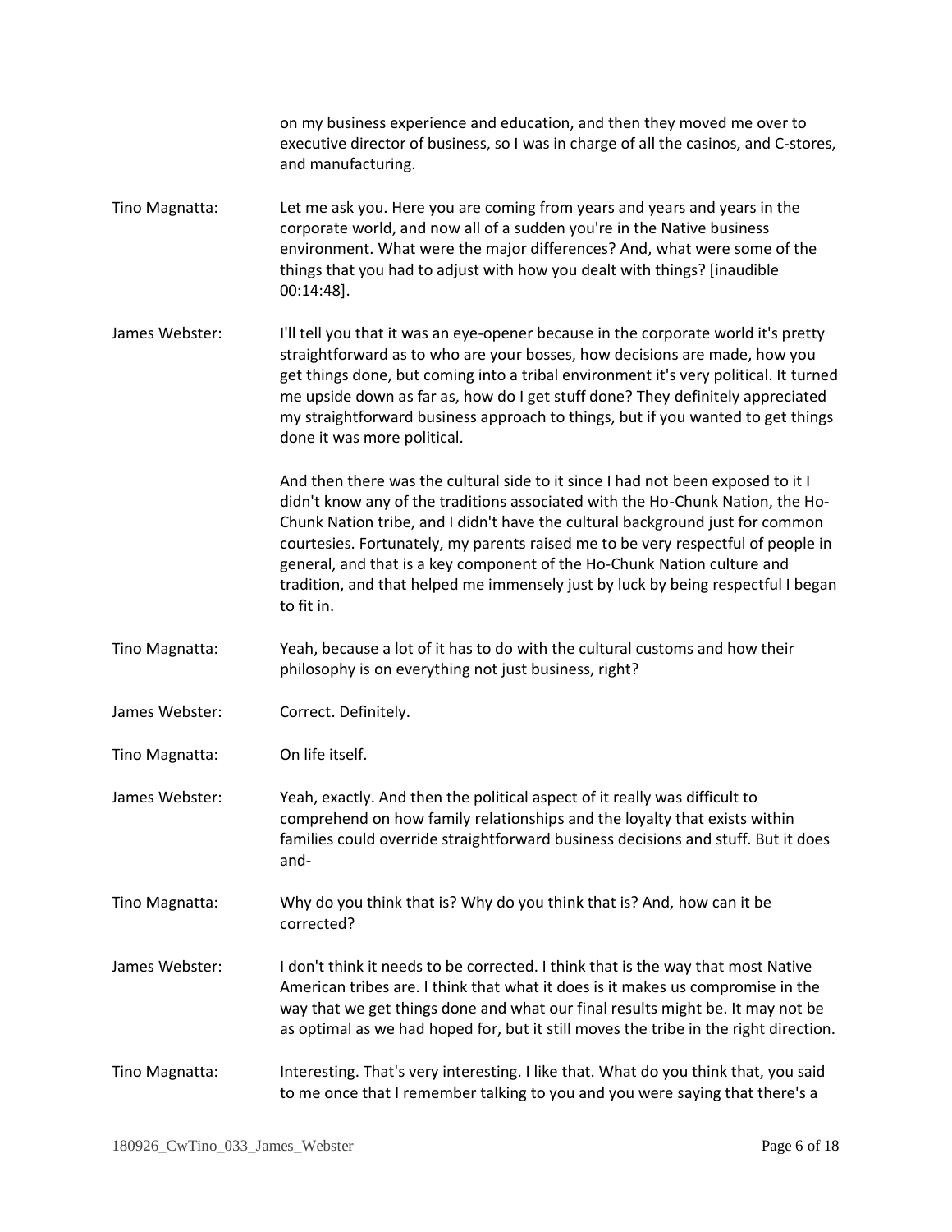on my business experience and education, and then they moved me over to executive director of business, so I was in charge of all the casinos, and C-stores, and manufacturing.

**Tino Magnatta:** Let me ask you. Here you are coming from years and years and years in the corporate world, and now all of a sudden you're in the Native business environment. What were the major differences? And, what were some of the things that you had to adjust with how you dealt with things? [inaudible 00:14:48].

**James Webster:** I'll tell you that it was an eye-opener because in the corporate world it's pretty straightforward as to who are your bosses, how decisions are made, how you get things done, but coming into a tribal environment it's very political. It turned me upside down as far as, how do I get stuff done? They definitely appreciated my straightforward business approach to things, but if you wanted to get things done it was more political.

And then there was the cultural side to it since I had not been exposed to it I didn't know any of the traditions associated with the Ho-Chunk Nation, the Ho-Chunk Nation tribe, and I didn't have the cultural background just for common courtesies. Fortunately, my parents raised me to be very respectful of people in general, and that is a key component of the Ho-Chunk Nation culture and tradition, and that helped me immensely just by luck by being respectful I began to fit in.

**Tino Magnatta:** Yeah, because a lot of it has to do with the cultural customs and how their philosophy is on everything not just business, right?

**James Webster:** Correct. Definitely.

**Tino Magnatta:** On life itself.

**James Webster:** Yeah, exactly. And then the political aspect of it really was difficult to comprehend on how family relationships and the loyalty that exists within families could override straightforward business decisions and stuff. But it does and-

**Tino Magnatta:** Why do you think that is? Why do you think that is? And, how can it be corrected?

**James Webster:** I don't think it needs to be corrected. I think that is the way that most Native American tribes are. I think that what it does is it makes us compromise in the way that we get things done and what our final results might be. It may not be as optimal as we had hoped for, but it still moves the tribe in the right direction.

**Tino Magnatta:** Interesting. That's very interesting. I like that. What do you think that, you said to me once that I remember talking to you and you were saying that there's a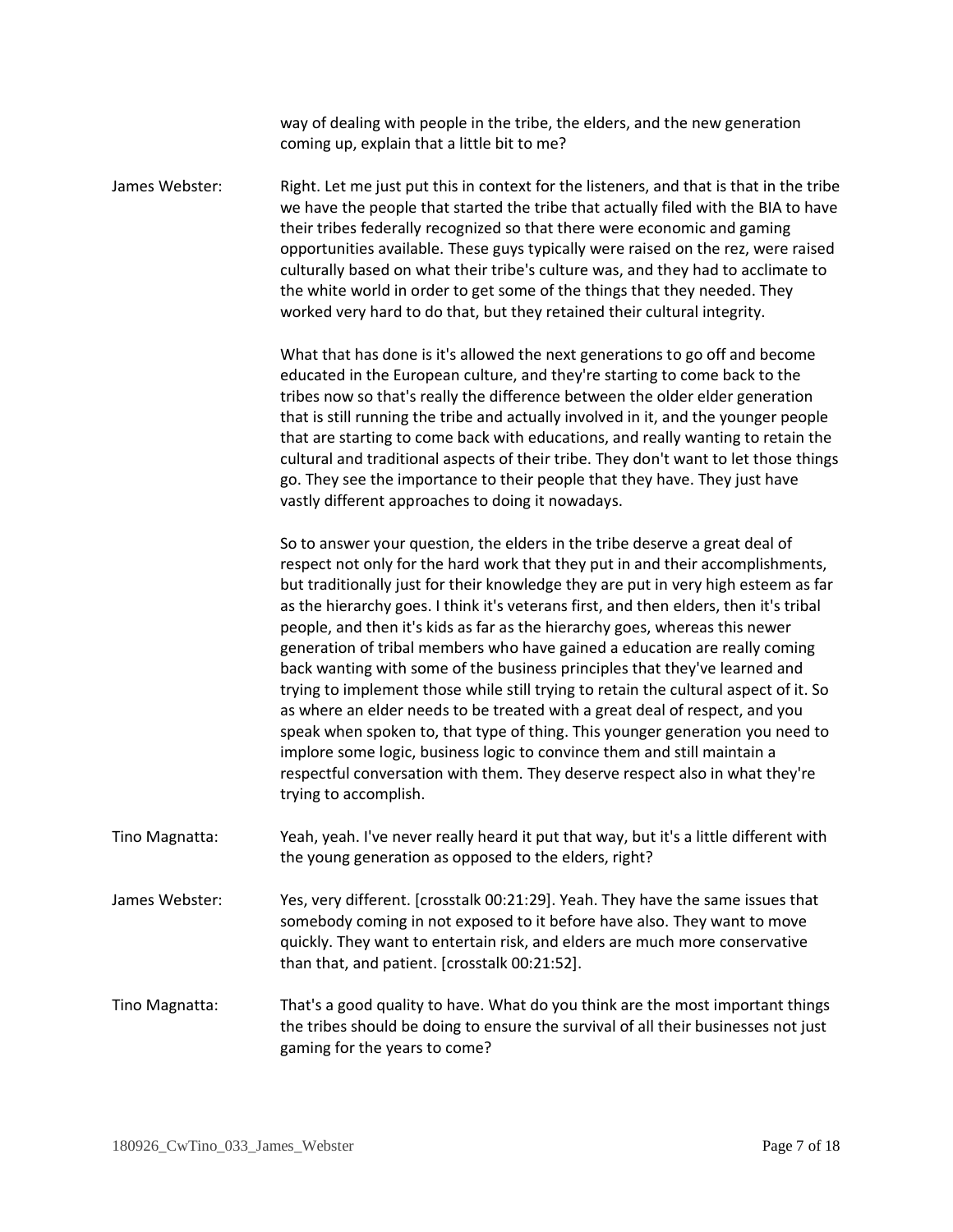way of dealing with people in the tribe, the elders, and the new generation coming up, explain that a little bit to me?

**James Webster:** Right. Let me just put this in context for the listeners, and that is that in the tribe we have the people that started the tribe that actually filed with the BIA to have their tribes federally recognized so that there were economic and gaming opportunities available. These guys typically were raised on the rez, were raised culturally based on what their tribe's culture was, and they had to acclimate to the white world in order to get some of the things that they needed. They worked very hard to do that, but they retained their cultural integrity.

What that has done is it's allowed the next generations to go off and become educated in the European culture, and they're starting to come back to the tribes now so that's really the difference between the older elder generation that is still running the tribe and actually involved in it, and the younger people that are starting to come back with educations, and really wanting to retain the cultural and traditional aspects of their tribe. They don't want to let those things go. They see the importance to their people that they have. They just have vastly different approaches to doing it nowadays.

So to answer your question, the elders in the tribe deserve a great deal of respect not only for the hard work that they put in and their accomplishments, but traditionally just for their knowledge they are put in very high esteem as far as the hierarchy goes. I think it's veterans first, and then elders, then it's tribal people, and then it's kids as far as the hierarchy goes, whereas this newer generation of tribal members who have gained a education are really coming back wanting with some of the business principles that they've learned and trying to implement those while still trying to retain the cultural aspect of it. So as where an elder needs to be treated with a great deal of respect, and you speak when spoken to, that type of thing. This younger generation you need to implore some logic, business logic to convince them and still maintain a respectful conversation with them. They deserve respect also in what they're trying to accomplish.

**Tino Magnatta:** Yeah, yeah. I've never really heard it put that way, but it's a little different with the young generation as opposed to the elders, right?

**James Webster:** Yes, very different. [crosstalk 00:21:29]. Yeah. They have the same issues that somebody coming in not exposed to it before have also. They want to move quickly. They want to entertain risk, and elders are much more conservative than that, and patient. [crosstalk 00:21:52].

**Tino Magnatta:** That's a good quality to have. What do you think are the most important things the tribes should be doing to ensure the survival of all their businesses not just gaming for the years to come?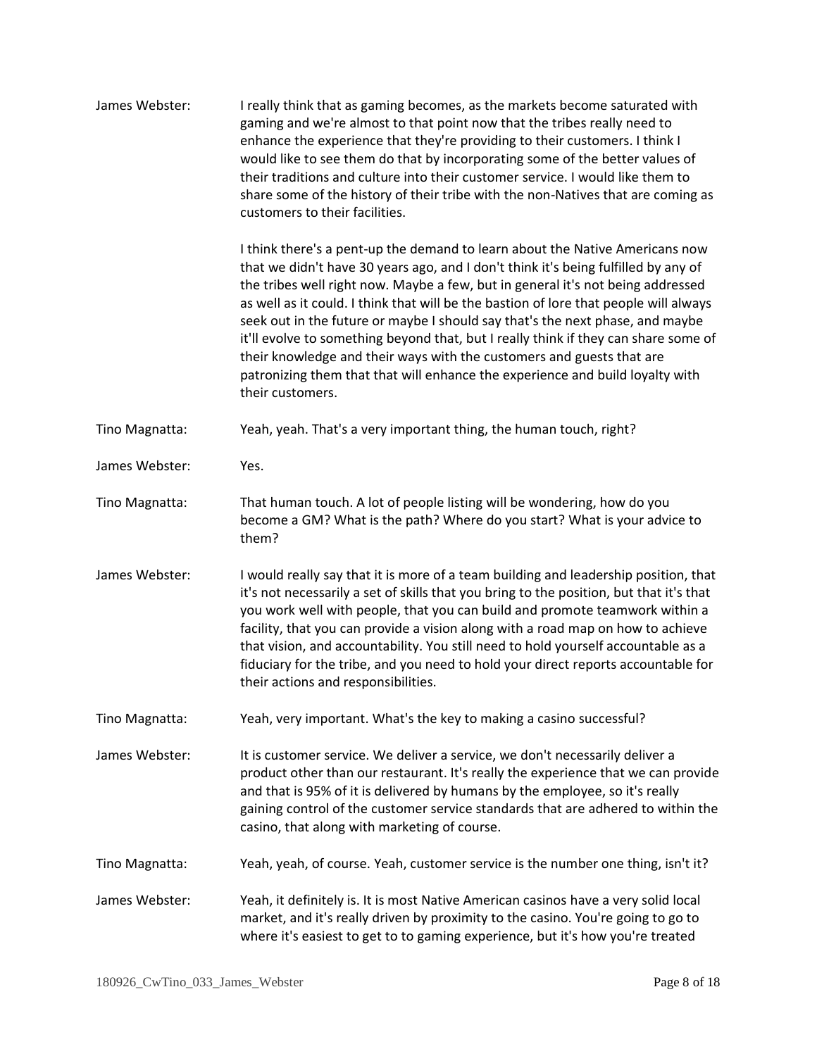**James Webster:** I really think that as gaming becomes, as the markets become saturated with gaming and we're almost to that point now that the tribes really need to enhance the experience that they're providing to their customers. I think I would like to see them do that by incorporating some of the better values of their traditions and culture into their customer service. I would like them to share some of the history of their tribe with the non-Natives that are coming as customers to their facilities.

I think there's a pent-up the demand to learn about the Native Americans now that we didn't have 30 years ago, and I don't think it's being fulfilled by any of the tribes well right now. Maybe a few, but in general it's not being addressed as well as it could. I think that will be the bastion of lore that people will always seek out in the future or maybe I should say that's the next phase, and maybe it'll evolve to something beyond that, but I really think if they can share some of their knowledge and their ways with the customers and guests that are patronizing them that that will enhance the experience and build loyalty with their customers.

**Tino Magnatta:** Yeah, yeah. That's a very important thing, the human touch, right?

**James Webster:** Yes.

**Tino Magnatta:** That human touch. A lot of people listing will be wondering, how do you become a GM? What is the path? Where do you start? What is your advice to them?

**James Webster:** I would really say that it is more of a team building and leadership position, that it's not necessarily a set of skills that you bring to the position, but that it's that you work well with people, that you can build and promote teamwork within a facility, that you can provide a vision along with a road map on how to achieve that vision, and accountability. You still need to hold yourself accountable as a fiduciary for the tribe, and you need to hold your direct reports accountable for their actions and responsibilities.

**Tino Magnatta:** Yeah, very important. What's the key to making a casino successful?

**James Webster:** It is customer service. We deliver a service, we don't necessarily deliver a product other than our restaurant. It's really the experience that we can provide and that is 95% of it is delivered by humans by the employee, so it's really gaining control of the customer service standards that are adhered to within the casino, that along with marketing of course.

**Tino Magnatta:** Yeah, yeah, of course. Yeah, customer service is the number one thing, isn't it?

**James Webster:** Yeah, it definitely is. It is most Native American casinos have a very solid local market, and it's really driven by proximity to the casino. You're going to go to where it's easiest to get to to gaming experience, but it's how you're treated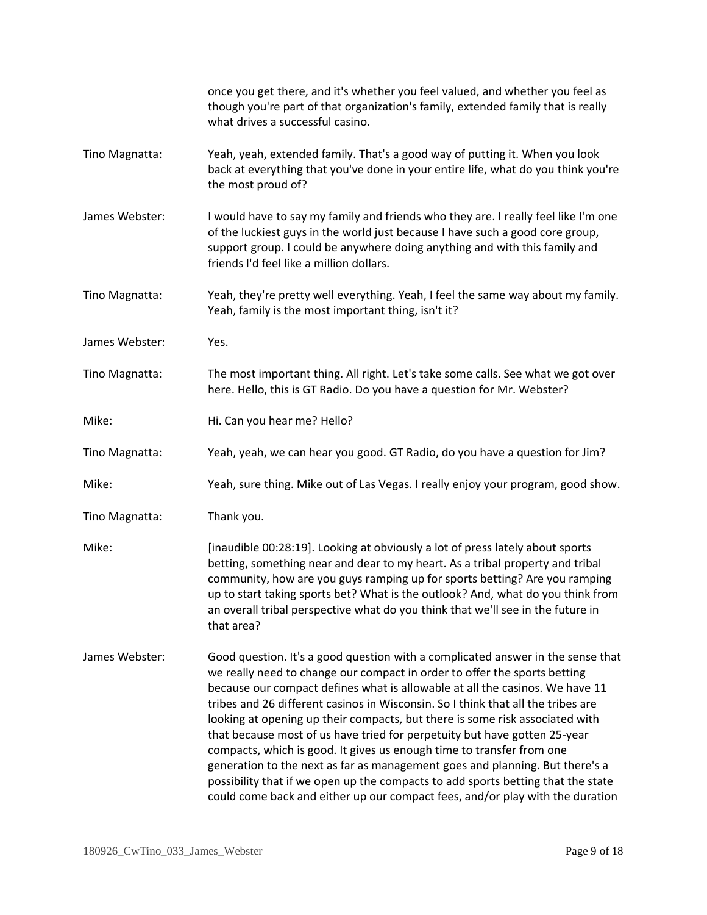once you get there, and it's whether you feel valued, and whether you feel as though you're part of that organization's family, extended family that is really what drives a successful casino.

Tino Magnatta: Yeah, yeah, extended family. That's a good way of putting it. When you look back at everything that you've done in your entire life, what do you think you're the most proud of?

James Webster: I would have to say my family and friends who they are. I really feel like I'm one of the luckiest guys in the world just because I have such a good core group, support group. I could be anywhere doing anything and with this family and friends I'd feel like a million dollars.

Tino Magnatta: Yeah, they're pretty well everything. Yeah, I feel the same way about my family. Yeah, family is the most important thing, isn't it?

James Webster: Yes.

Tino Magnatta: The most important thing. All right. Let's take some calls. See what we got over here. Hello, this is GT Radio. Do you have a question for Mr. Webster?

Mike: Hi. Can you hear me? Hello?

Tino Magnatta: Yeah, yeah, we can hear you good. GT Radio, do you have a question for Jim?

Mike: Yeah, sure thing. Mike out of Las Vegas. I really enjoy your program, good show.

Tino Magnatta: Thank you.

Mike: [inaudible 00:28:19]. Looking at obviously a lot of press lately about sports betting, something near and dear to my heart. As a tribal property and tribal community, how are you guys ramping up for sports betting? Are you ramping up to start taking sports bet? What is the outlook? And, what do you think from an overall tribal perspective what do you think that we'll see in the future in that area?

James Webster: Good question. It's a good question with a complicated answer in the sense that we really need to change our compact in order to offer the sports betting because our compact defines what is allowable at all the casinos. We have 11 tribes and 26 different casinos in Wisconsin. So I think that all the tribes are looking at opening up their compacts, but there is some risk associated with that because most of us have tried for perpetuity but have gotten 25-year compacts, which is good. It gives us enough time to transfer from one generation to the next as far as management goes and planning. But there's a possibility that if we open up the compacts to add sports betting that the state could come back and either up our compact fees, and/or play with the duration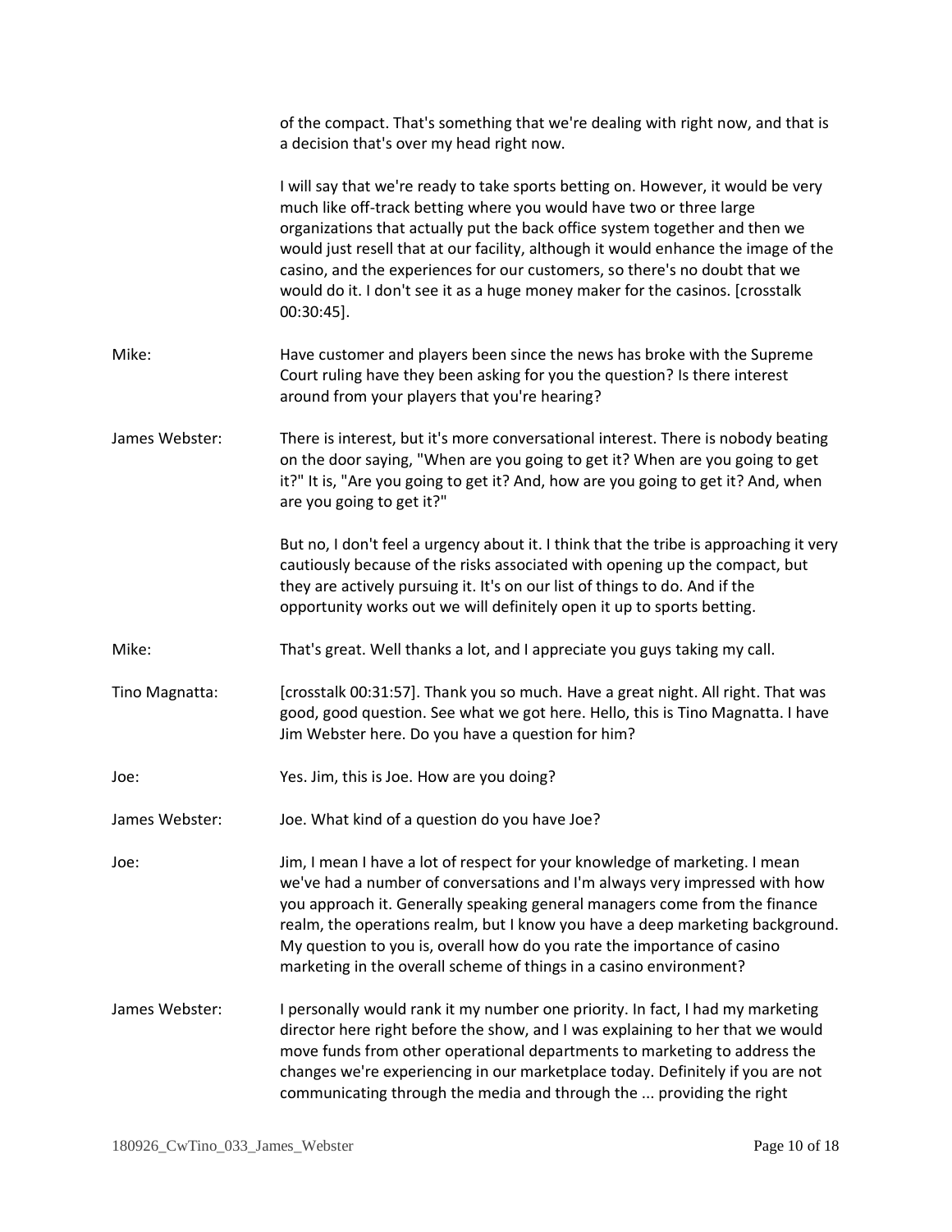of the compact. That's something that we're dealing with right now, and that is a decision that's over my head right now.

I will say that we're ready to take sports betting on. However, it would be very much like off-track betting where you would have two or three large organizations that actually put the back office system together and then we would just resell that at our facility, although it would enhance the image of the casino, and the experiences for our customers, so there's no doubt that we would do it. I don't see it as a huge money maker for the casinos. [crosstalk 00:30:45].

**Mike:** Have customer and players been since the news has broke with the Supreme Court ruling have they been asking for you the question? Is there interest around from your players that you're hearing?

**James Webster:** There is interest, but it's more conversational interest. There is nobody beating on the door saying, "When are you going to get it? When are you going to get it?" It is, "Are you going to get it? And, how are you going to get it? And, when are you going to get it?"

But no, I don't feel a urgency about it. I think that the tribe is approaching it very cautiously because of the risks associated with opening up the compact, but they are actively pursuing it. It's on our list of things to do. And if the opportunity works out we will definitely open it up to sports betting.

**Mike:** That's great. Well thanks a lot, and I appreciate you guys taking my call.

**Tino Magnatta:** [crosstalk 00:31:57]. Thank you so much. Have a great night. All right. That was good, good question. See what we got here. Hello, this is Tino Magnatta. I have Jim Webster here. Do you have a question for him?

**Joe:** Yes. Jim, this is Joe. How are you doing?

**James Webster:** Joe. What kind of a question do you have Joe?

**Joe:** Jim, I mean I have a lot of respect for your knowledge of marketing. I mean we've had a number of conversations and I'm always very impressed with how you approach it. Generally speaking general managers come from the finance realm, the operations realm, but I know you have a deep marketing background. My question to you is, overall how do you rate the importance of casino marketing in the overall scheme of things in a casino environment?

**James Webster:** I personally would rank it my number one priority. In fact, I had my marketing director here right before the show, and I was explaining to her that we would move funds from other operational departments to marketing to address the changes we're experiencing in our marketplace today. Definitely if you are not communicating through the media and through the ... providing the right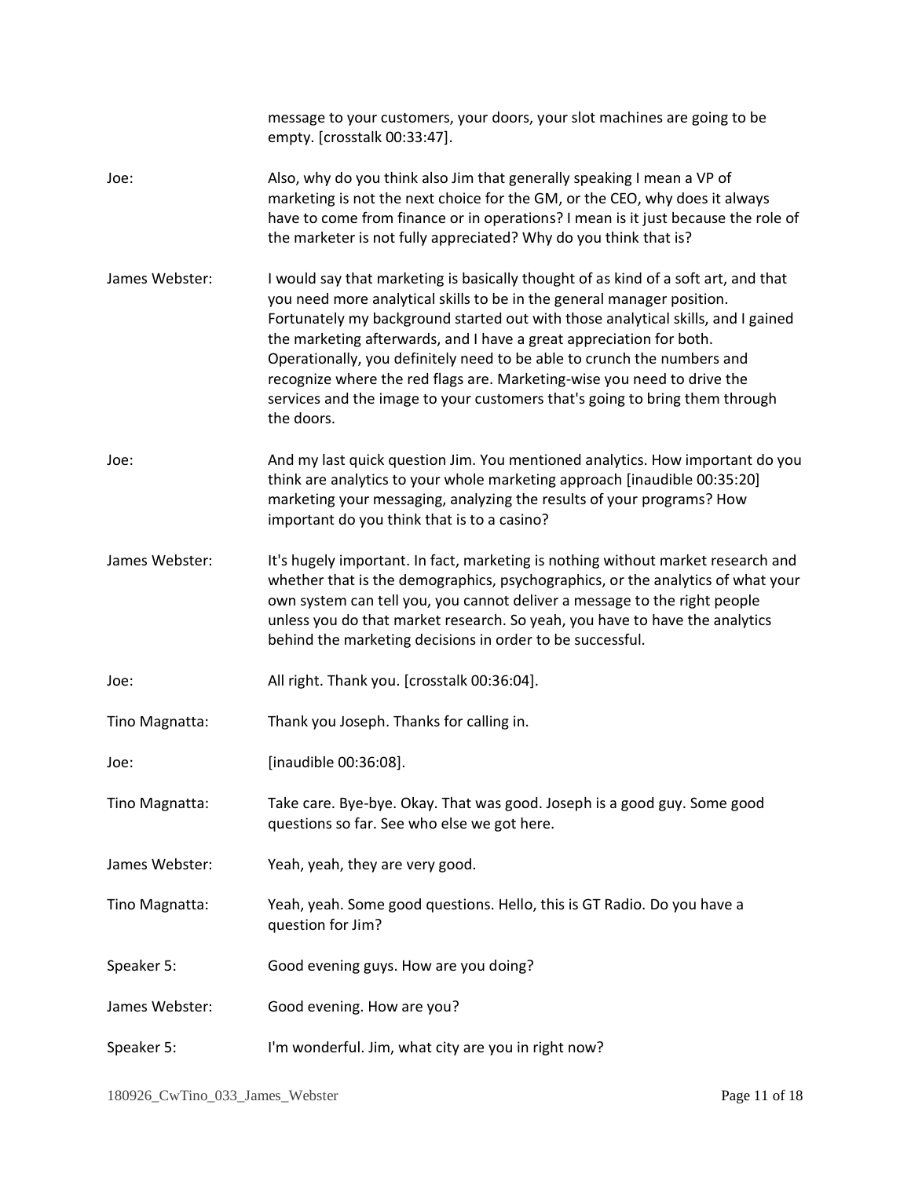message to your customers, your doors, your slot machines are going to be empty. [crosstalk 00:33:47].

Joe: Also, why do you think also Jim that generally speaking I mean a VP of marketing is not the next choice for the GM, or the CEO, why does it always have to come from finance or in operations? I mean is it just because the role of the marketer is not fully appreciated? Why do you think that is?

James Webster: I would say that marketing is basically thought of as kind of a soft art, and that you need more analytical skills to be in the general manager position. Fortunately my background started out with those analytical skills, and I gained the marketing afterwards, and I have a great appreciation for both. Operationally, you definitely need to be able to crunch the numbers and recognize where the red flags are. Marketing-wise you need to drive the services and the image to your customers that's going to bring them through the doors.

Joe: And my last quick question Jim. You mentioned analytics. How important do you think are analytics to your whole marketing approach [inaudible 00:35:20] marketing your messaging, analyzing the results of your programs? How important do you think that is to a casino?

James Webster: It's hugely important. In fact, marketing is nothing without market research and whether that is the demographics, psychographics, or the analytics of what your own system can tell you, you cannot deliver a message to the right people unless you do that market research. So yeah, you have to have the analytics behind the marketing decisions in order to be successful.

Joe: All right. Thank you. [crosstalk 00:36:04].

Tino Magnatta: Thank you Joseph. Thanks for calling in.

Joe: [inaudible 00:36:08].

Tino Magnatta: Take care. Bye-bye. Okay. That was good. Joseph is a good guy. Some good questions so far. See who else we got here.

James Webster: Yeah, yeah, they are very good.

Tino Magnatta: Yeah, yeah. Some good questions. Hello, this is GT Radio. Do you have a question for Jim?

Speaker 5: Good evening guys. How are you doing?

James Webster: Good evening. How are you?

Speaker 5: I'm wonderful. Jim, what city are you in right now?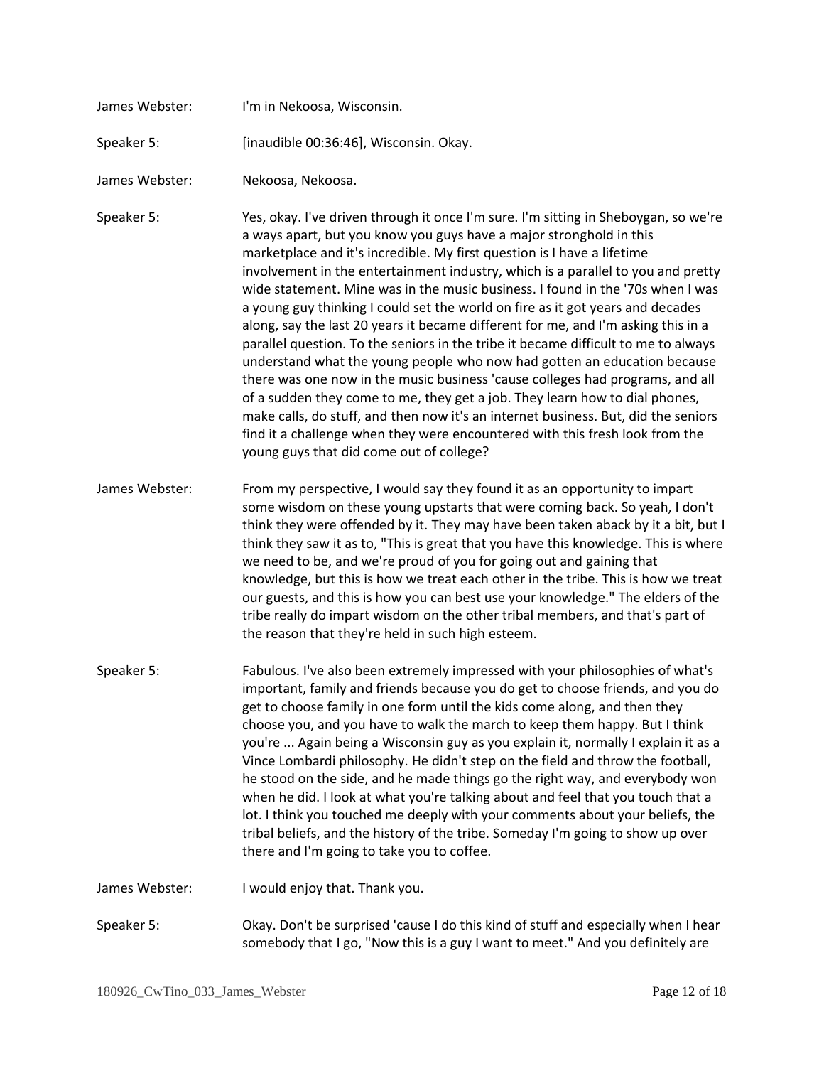James Webster: I'm in Nekoosa, Wisconsin.

Speaker 5: [inaudible 00:36:46], Wisconsin. Okay.

James Webster: Nekoosa, Nekoosa.

Speaker 5: Yes, okay. I've driven through it once I'm sure. I'm sitting in Sheboygan, so we're a ways apart, but you know you guys have a major stronghold in this marketplace and it's incredible. My first question is I have a lifetime involvement in the entertainment industry, which is a parallel to you and pretty wide statement. Mine was in the music business. I found in the '70s when I was a young guy thinking I could set the world on fire as it got years and decades along, say the last 20 years it became different for me, and I'm asking this in a parallel question. To the seniors in the tribe it became difficult to me to always understand what the young people who now had gotten an education because there was one now in the music business 'cause colleges had programs, and all of a sudden they come to me, they get a job. They learn how to dial phones, make calls, do stuff, and then now it's an internet business. But, did the seniors find it a challenge when they were encountered with this fresh look from the young guys that did come out of college?

James Webster: From my perspective, I would say they found it as an opportunity to impart some wisdom on these young upstarts that were coming back. So yeah, I don't think they were offended by it. They may have been taken aback by it a bit, but I think they saw it as to, "This is great that you have this knowledge. This is where we need to be, and we're proud of you for going out and gaining that knowledge, but this is how we treat each other in the tribe. This is how we treat our guests, and this is how you can best use your knowledge." The elders of the tribe really do impart wisdom on the other tribal members, and that's part of the reason that they're held in such high esteem.

Speaker 5: Fabulous. I've also been extremely impressed with your philosophies of what's important, family and friends because you do get to choose friends, and you do get to choose family in one form until the kids come along, and then they choose you, and you have to walk the march to keep them happy. But I think you're ... Again being a Wisconsin guy as you explain it, normally I explain it as a Vince Lombardi philosophy. He didn't step on the field and throw the football, he stood on the side, and he made things go the right way, and everybody won when he did. I look at what you're talking about and feel that you touch that a lot. I think you touched me deeply with your comments about your beliefs, the tribal beliefs, and the history of the tribe. Someday I'm going to show up over there and I'm going to take you to coffee.

James Webster: I would enjoy that. Thank you.

Speaker 5: Okay. Don't be surprised 'cause I do this kind of stuff and especially when I hear somebody that I go, "Now this is a guy I want to meet." And you definitely are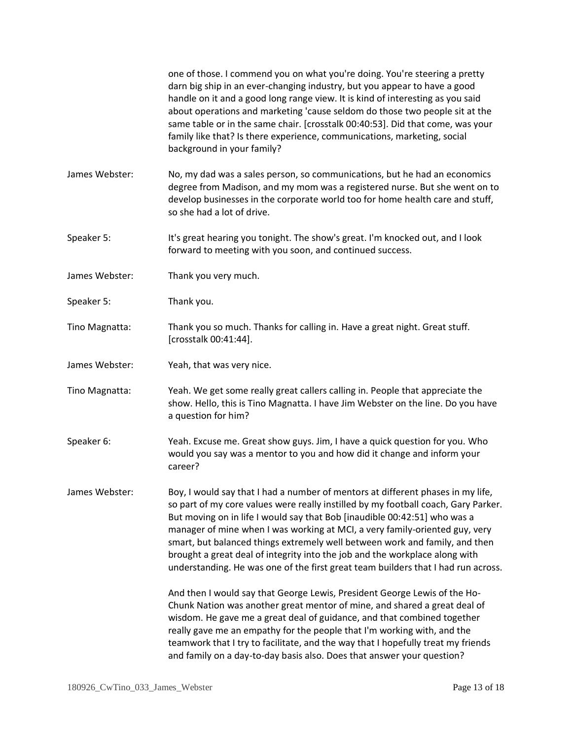one of those. I commend you on what you're doing. You're steering a pretty darn big ship in an ever-changing industry, but you appear to have a good handle on it and a good long range view. It is kind of interesting as you said about operations and marketing 'cause seldom do those two people sit at the same table or in the same chair. [crosstalk 00:40:53]. Did that come, was your family like that? Is there experience, communications, marketing, social background in your family?

James Webster: No, my dad was a sales person, so communications, but he had an economics degree from Madison, and my mom was a registered nurse. But she went on to develop businesses in the corporate world too for home health care and stuff, so she had a lot of drive.

Speaker 5: It's great hearing you tonight. The show's great. I'm knocked out, and I look forward to meeting with you soon, and continued success.

James Webster: Thank you very much.

Speaker 5: Thank you.

Tino Magnatta: Thank you so much. Thanks for calling in. Have a great night. Great stuff. [crosstalk 00:41:44].

James Webster: Yeah, that was very nice.

Tino Magnatta: Yeah. We get some really great callers calling in. People that appreciate the show. Hello, this is Tino Magnatta. I have Jim Webster on the line. Do you have a question for him?

Speaker 6: Yeah. Excuse me. Great show guys. Jim, I have a quick question for you. Who would you say was a mentor to you and how did it change and inform your career?

James Webster: Boy, I would say that I had a number of mentors at different phases in my life, so part of my core values were really instilled by my football coach, Gary Parker. But moving on in life I would say that Bob [inaudible 00:42:51] who was a manager of mine when I was working at MCI, a very family-oriented guy, very smart, but balanced things extremely well between work and family, and then brought a great deal of integrity into the job and the workplace along with understanding. He was one of the first great team builders that I had run across.

And then I would say that George Lewis, President George Lewis of the Ho-Chunk Nation was another great mentor of mine, and shared a great deal of wisdom. He gave me a great deal of guidance, and that combined together really gave me an empathy for the people that I'm working with, and the teamwork that I try to facilitate, and the way that I hopefully treat my friends and family on a day-to-day basis also. Does that answer your question?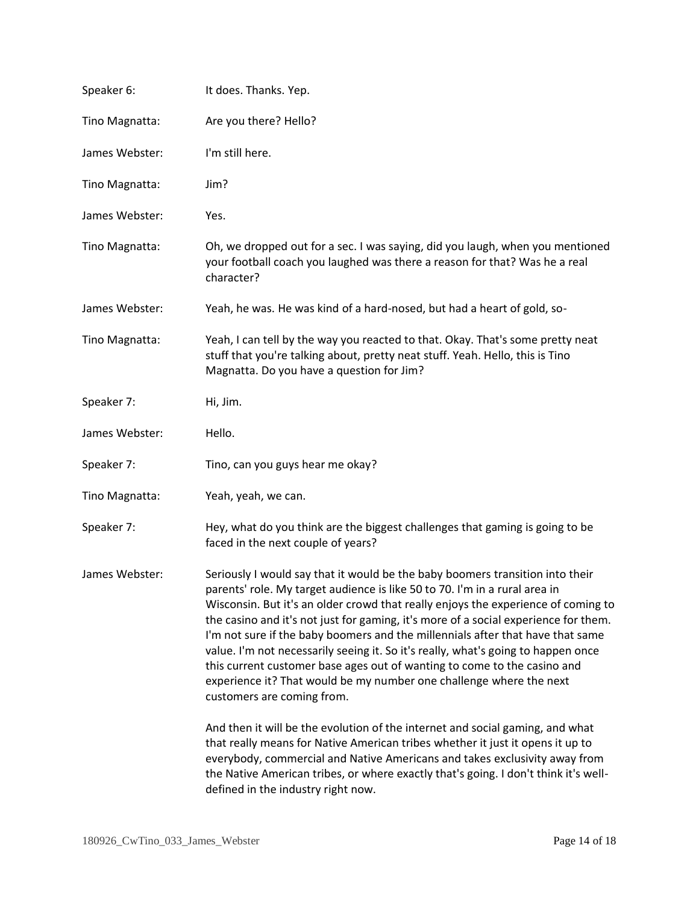Speaker 6: It does. Thanks. Yep.

Tino Magnatta: Are you there? Hello?

James Webster: I'm still here.

Tino Magnatta: Jim?

James Webster: Yes.

Tino Magnatta: Oh, we dropped out for a sec. I was saying, did you laugh, when you mentioned your football coach you laughed was there a reason for that? Was he a real character?

James Webster: Yeah, he was. He was kind of a hard-nosed, but had a heart of gold, so-

Tino Magnatta: Yeah, I can tell by the way you reacted to that. Okay. That's some pretty neat stuff that you're talking about, pretty neat stuff. Yeah. Hello, this is Tino Magnatta. Do you have a question for Jim?

Speaker 7: Hi, Jim.

James Webster: Hello.

Speaker 7: Tino, can you guys hear me okay?

Tino Magnatta: Yeah, yeah, we can.

Speaker 7: Hey, what do you think are the biggest challenges that gaming is going to be faced in the next couple of years?

James Webster: Seriously I would say that it would be the baby boomers transition into their parents' role. My target audience is like 50 to 70. I'm in a rural area in Wisconsin. But it's an older crowd that really enjoys the experience of coming to the casino and it's not just for gaming, it's more of a social experience for them. I'm not sure if the baby boomers and the millennials after that have that same value. I'm not necessarily seeing it. So it's really, what's going to happen once this current customer base ages out of wanting to come to the casino and experience it? That would be my number one challenge where the next customers are coming from.

And then it will be the evolution of the internet and social gaming, and what that really means for Native American tribes whether it just it opens it up to everybody, commercial and Native Americans and takes exclusivity away from the Native American tribes, or where exactly that's going. I don't think it's well-defined in the industry right now.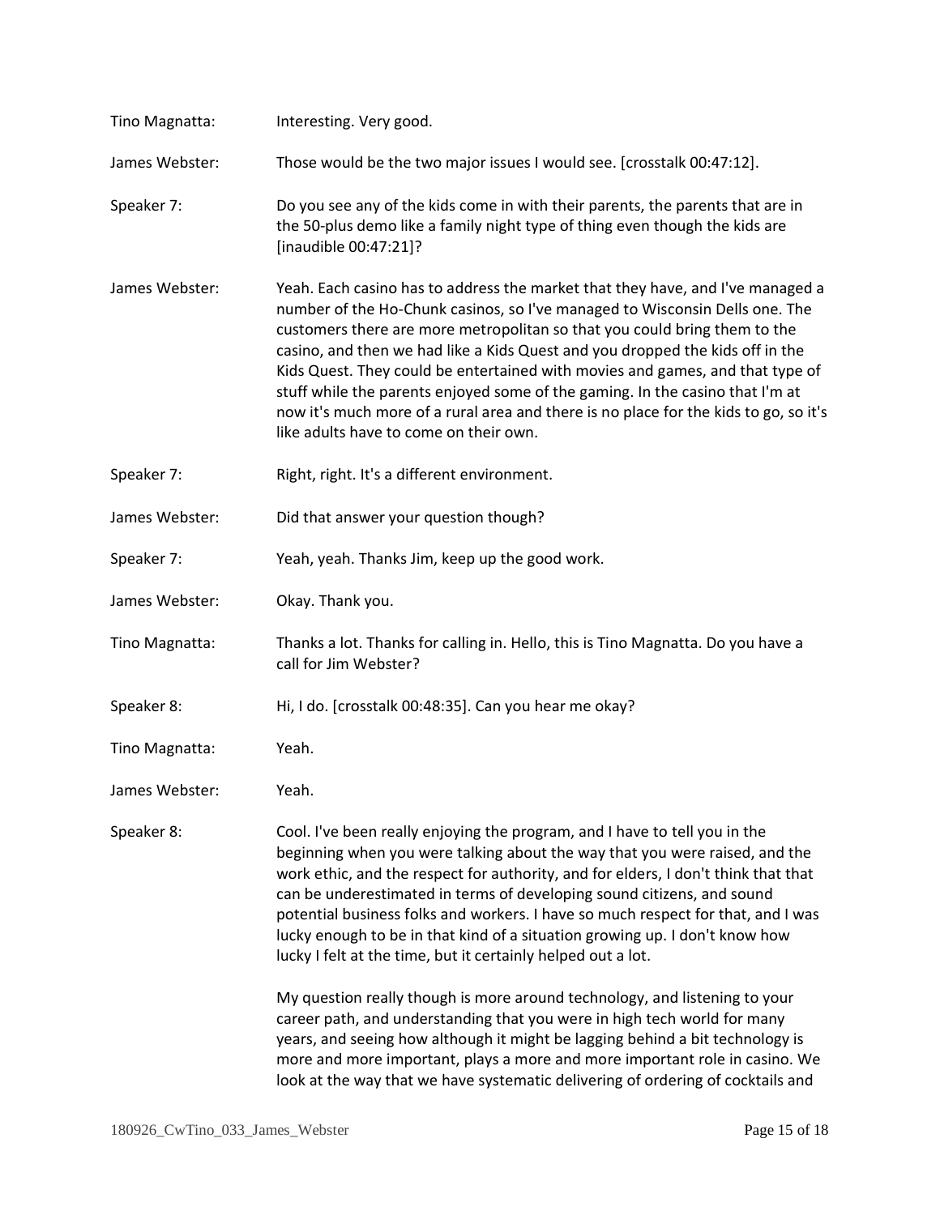Tino Magnatta: Interesting. Very good.

James Webster: Those would be the two major issues I would see. [crosstalk 00:47:12].

Speaker 7: Do you see any of the kids come in with their parents, the parents that are in the 50-plus demo like a family night type of thing even though the kids are [inaudible 00:47:21]?

James Webster: Yeah. Each casino has to address the market that they have, and I've managed a number of the Ho-Chunk casinos, so I've managed to Wisconsin Dells one. The customers there are more metropolitan so that you could bring them to the casino, and then we had like a Kids Quest and you dropped the kids off in the Kids Quest. They could be entertained with movies and games, and that type of stuff while the parents enjoyed some of the gaming. In the casino that I'm at now it's much more of a rural area and there is no place for the kids to go, so it's like adults have to come on their own.

Speaker 7: Right, right. It's a different environment.

James Webster: Did that answer your question though?

Speaker 7: Yeah, yeah. Thanks Jim, keep up the good work.

James Webster: Okay. Thank you.

Tino Magnatta: Thanks a lot. Thanks for calling in. Hello, this is Tino Magnatta. Do you have a call for Jim Webster?

Speaker 8: Hi, I do. [crosstalk 00:48:35]. Can you hear me okay?

Tino Magnatta: Yeah.

James Webster: Yeah.

Speaker 8: Cool. I've been really enjoying the program, and I have to tell you in the beginning when you were talking about the way that you were raised, and the work ethic, and the respect for authority, and for elders, I don't think that that can be underestimated in terms of developing sound citizens, and sound potential business folks and workers. I have so much respect for that, and I was lucky enough to be in that kind of a situation growing up. I don't know how lucky I felt at the time, but it certainly helped out a lot.

My question really though is more around technology, and listening to your career path, and understanding that you were in high tech world for many years, and seeing how although it might be lagging behind a bit technology is more and more important, plays a more and more important role in casino. We look at the way that we have systematic delivering of ordering of cocktails and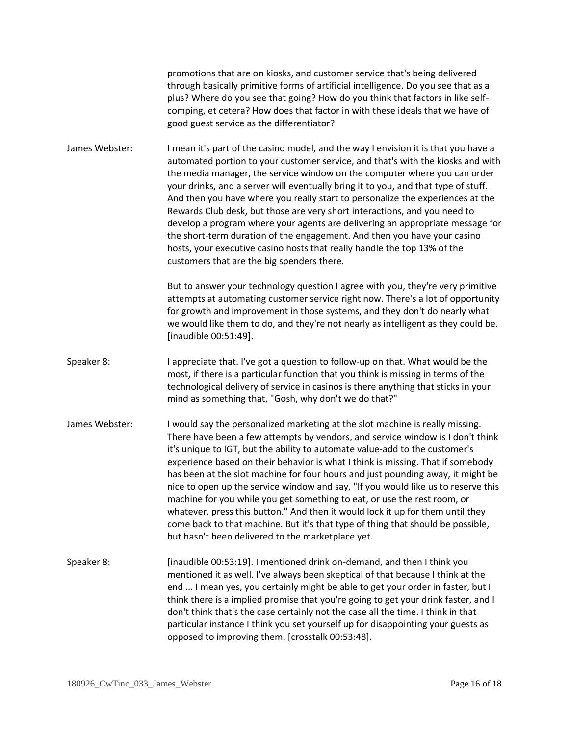promotions that are on kiosks, and customer service that's being delivered through basically primitive forms of artificial intelligence. Do you see that as a plus? Where do you see that going? How do you think that factors in like self-comping, et cetera? How does that factor in with these ideals that we have of good guest service as the differentiator?

James Webster: I mean it's part of the casino model, and the way I envision it is that you have a automated portion to your customer service, and that's with the kiosks and with the media manager, the service window on the computer where you can order your drinks, and a server will eventually bring it to you, and that type of stuff. And then you have where you really start to personalize the experiences at the Rewards Club desk, but those are very short interactions, and you need to develop a program where your agents are delivering an appropriate message for the short-term duration of the engagement. And then you have your casino hosts, your executive casino hosts that really handle the top 13% of the customers that are the big spenders there.

But to answer your technology question I agree with you, they're very primitive attempts at automating customer service right now. There's a lot of opportunity for growth and improvement in those systems, and they don't do nearly what we would like them to do, and they're not nearly as intelligent as they could be. [inaudible 00:51:49].

Speaker 8: I appreciate that. I've got a question to follow-up on that. What would be the most, if there is a particular function that you think is missing in terms of the technological delivery of service in casinos is there anything that sticks in your mind as something that, "Gosh, why don't we do that?"

James Webster: I would say the personalized marketing at the slot machine is really missing. There have been a few attempts by vendors, and service window is I don't think it's unique to IGT, but the ability to automate value-add to the customer's experience based on their behavior is what I think is missing. That if somebody has been at the slot machine for four hours and just pounding away, it might be nice to open up the service window and say, "If you would like us to reserve this machine for you while you get something to eat, or use the rest room, or whatever, press this button." And then it would lock it up for them until they come back to that machine. But it's that type of thing that should be possible, but hasn't been delivered to the marketplace yet.

Speaker 8: [inaudible 00:53:19]. I mentioned drink on-demand, and then I think you mentioned it as well. I've always been skeptical of that because I think at the end ... I mean yes, you certainly might be able to get your order in faster, but I think there is a implied promise that you're going to get your drink faster, and I don't think that's the case certainly not the case all the time. I think in that particular instance I think you set yourself up for disappointing your guests as opposed to improving them. [crosstalk 00:53:48].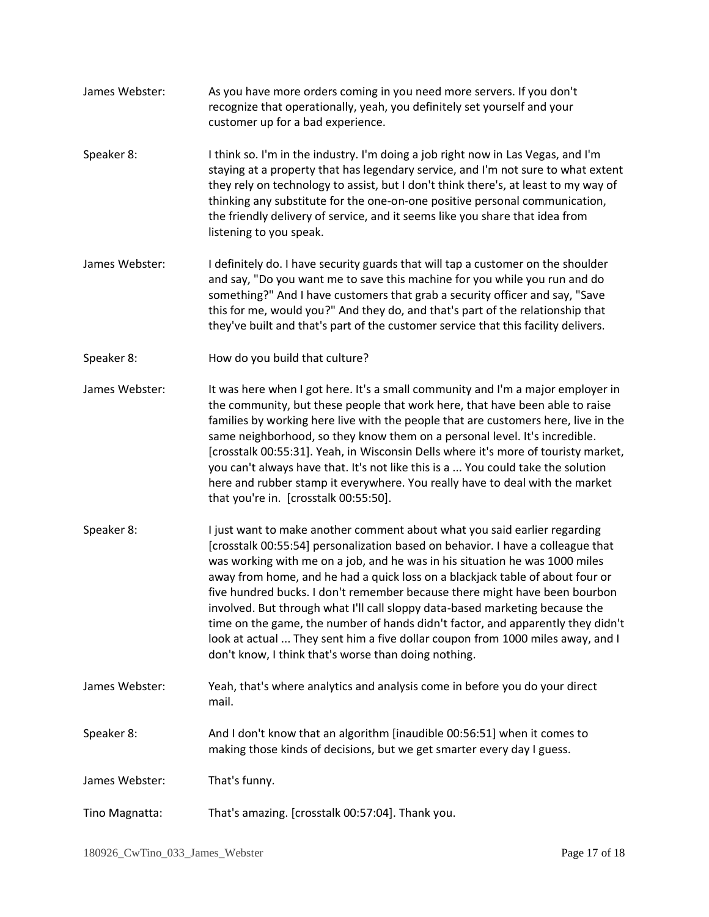James Webster: As you have more orders coming in you need more servers. If you don't recognize that operationally, yeah, you definitely set yourself and your customer up for a bad experience.

Speaker 8: I think so. I'm in the industry. I'm doing a job right now in Las Vegas, and I'm staying at a property that has legendary service, and I'm not sure to what extent they rely on technology to assist, but I don't think there's, at least to my way of thinking any substitute for the one-on-one positive personal communication, the friendly delivery of service, and it seems like you share that idea from listening to you speak.

James Webster: I definitely do. I have security guards that will tap a customer on the shoulder and say, "Do you want me to save this machine for you while you run and do something?" And I have customers that grab a security officer and say, "Save this for me, would you?" And they do, and that's part of the relationship that they've built and that's part of the customer service that this facility delivers.

Speaker 8: How do you build that culture?

James Webster: It was here when I got here. It's a small community and I'm a major employer in the community, but these people that work here, that have been able to raise families by working here live with the people that are customers here, live in the same neighborhood, so they know them on a personal level. It's incredible. [crosstalk 00:55:31]. Yeah, in Wisconsin Dells where it's more of touristy market, you can't always have that. It's not like this is a ... You could take the solution here and rubber stamp it everywhere. You really have to deal with the market that you're in. [crosstalk 00:55:50].

Speaker 8: I just want to make another comment about what you said earlier regarding [crosstalk 00:55:54] personalization based on behavior. I have a colleague that was working with me on a job, and he was in his situation he was 1000 miles away from home, and he had a quick loss on a blackjack table of about four or five hundred bucks. I don't remember because there might have been bourbon involved. But through what I'll call sloppy data-based marketing because the time on the game, the number of hands didn't factor, and apparently they didn't look at actual ... They sent him a five dollar coupon from 1000 miles away, and I don't know, I think that's worse than doing nothing.

James Webster: Yeah, that's where analytics and analysis come in before you do your direct mail.

Speaker 8: And I don't know that an algorithm [inaudible 00:56:51] when it comes to making those kinds of decisions, but we get smarter every day I guess.

James Webster: That's funny.

Tino Magnatta: That's amazing. [crosstalk 00:57:04]. Thank you.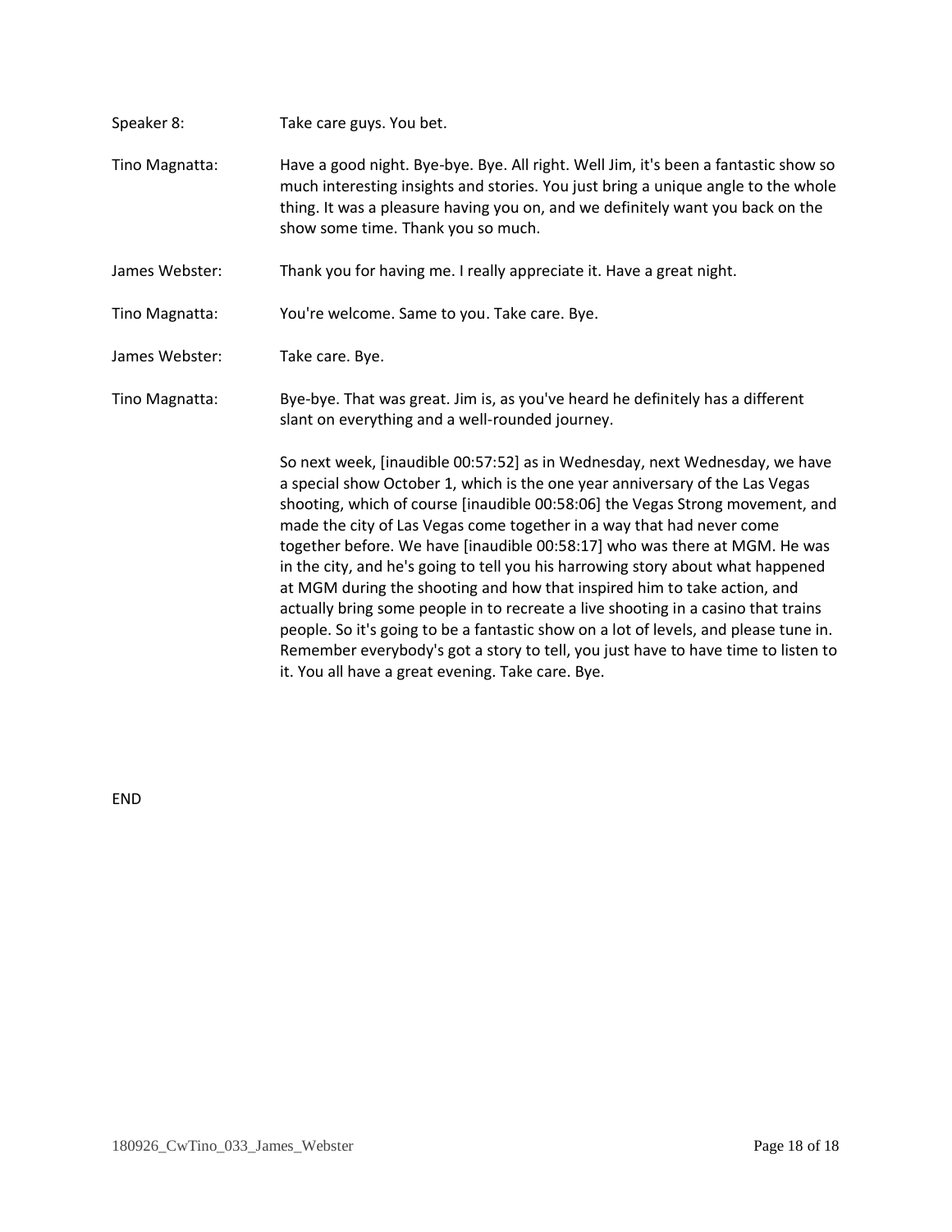Speaker 8: Take care guys. You bet.

Tino Magnatta: Have a good night. Bye-bye. Bye. All right. Well Jim, it's been a fantastic show so much interesting insights and stories. You just bring a unique angle to the whole thing. It was a pleasure having you on, and we definitely want you back on the show some time. Thank you so much.

James Webster: Thank you for having me. I really appreciate it. Have a great night.

Tino Magnatta: You're welcome. Same to you. Take care. Bye.

James Webster: Take care. Bye.

Tino Magnatta: Bye-bye. That was great. Jim is, as you've heard he definitely has a different slant on everything and a well-rounded journey.

So next week, [inaudible 00:57:52] as in Wednesday, next Wednesday, we have a special show October 1, which is the one year anniversary of the Las Vegas shooting, which of course [inaudible 00:58:06] the Vegas Strong movement, and made the city of Las Vegas come together in a way that had never come together before. We have [inaudible 00:58:17] who was there at MGM. He was in the city, and he's going to tell you his harrowing story about what happened at MGM during the shooting and how that inspired him to take action, and actually bring some people in to recreate a live shooting in a casino that trains people. So it's going to be a fantastic show on a lot of levels, and please tune in. Remember everybody's got a story to tell, you just have to have time to listen to it. You all have a great evening. Take care. Bye.

END